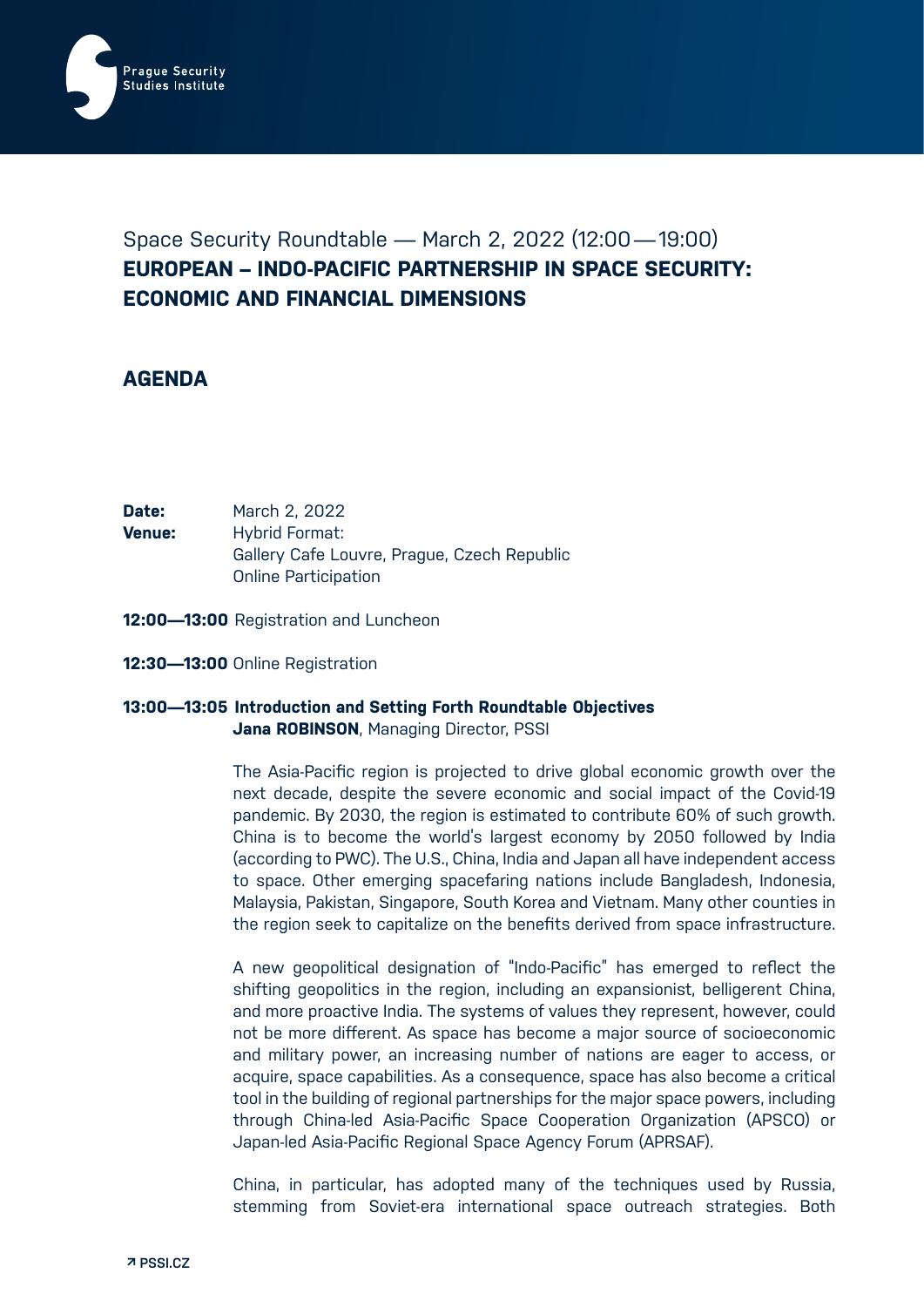Space Security Roundtable — March 2, 2022 (12:00—19:00)

# EUROPEAN – INDO-PACIFIC PARTNERSHIP IN SPACE SECURITY: ECONOMIC AND FINANCIAL DIMENSIONS

## AGENDA

**Date:** March 2, 2022
**Venue:** Hybrid Format:
Gallery Cafe Louvre, Prague, Czech Republic
Online Participation

**12:00—13:00** Registration and Luncheon

**12:30—13:00** Online Registration

**13:00—13:05 Introduction and Setting Forth Roundtable Objectives**
**Jana ROBINSON**, Managing Director, PSSI

The Asia-Pacific region is projected to drive global economic growth over the next decade, despite the severe economic and social impact of the Covid-19 pandemic. By 2030, the region is estimated to contribute 60% of such growth. China is to become the world's largest economy by 2050 followed by India (according to PWC). The U.S., China, India and Japan all have independent access to space. Other emerging spacefaring nations include Bangladesh, Indonesia, Malaysia, Pakistan, Singapore, South Korea and Vietnam. Many other counties in the region seek to capitalize on the benefits derived from space infrastructure.

A new geopolitical designation of "Indo-Pacific" has emerged to reflect the shifting geopolitics in the region, including an expansionist, belligerent China, and more proactive India. The systems of values they represent, however, could not be more different. As space has become a major source of socioeconomic and military power, an increasing number of nations are eager to access, or acquire, space capabilities. As a consequence, space has also become a critical tool in the building of regional partnerships for the major space powers, including through China-led Asia-Pacific Space Cooperation Organization (APSCO) or Japan-led Asia-Pacific Regional Space Agency Forum (APRSAF).

China, in particular, has adopted many of the techniques used by Russia, stemming from Soviet-era international space outreach strategies. Both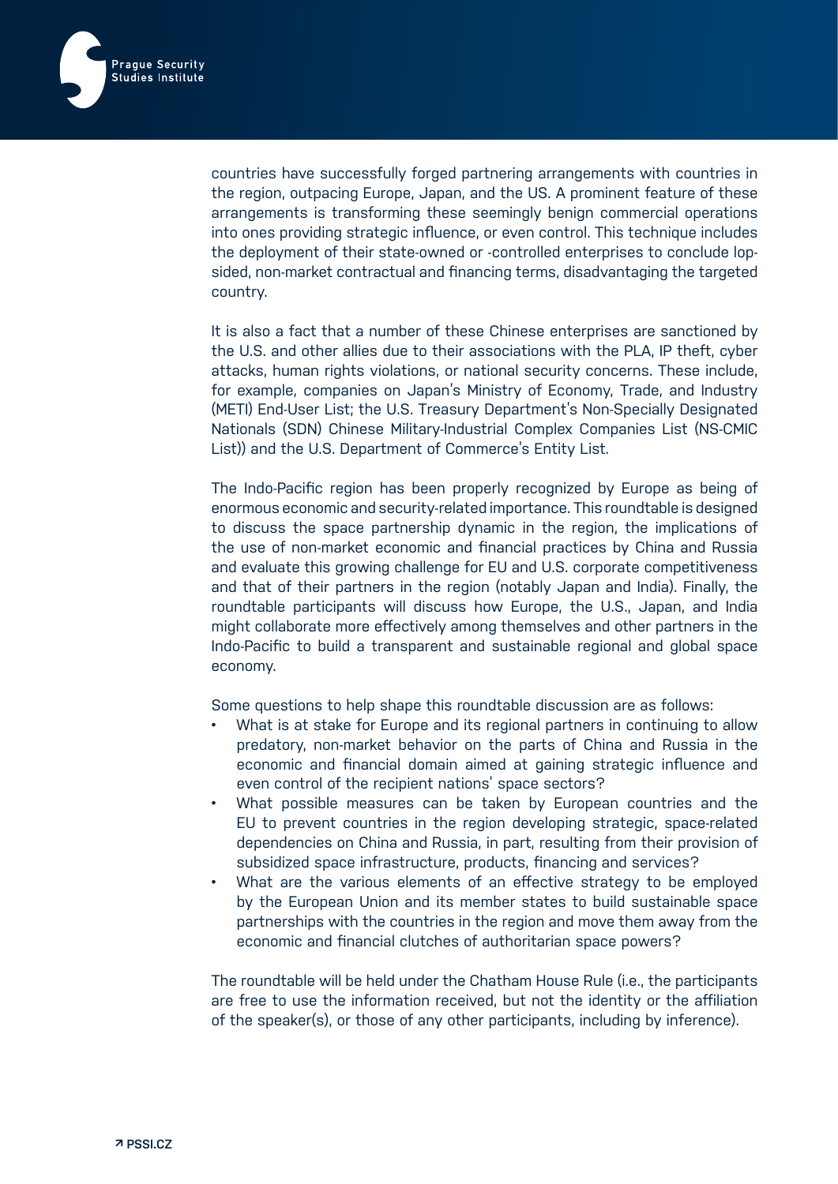countries have successfully forged partnering arrangements with countries in the region, outpacing Europe, Japan, and the US. A prominent feature of these arrangements is transforming these seemingly benign commercial operations into ones providing strategic influence, or even control. This technique includes the deployment of their state-owned or -controlled enterprises to conclude lop-sided, non-market contractual and financing terms, disadvantaging the targeted country.

It is also a fact that a number of these Chinese enterprises are sanctioned by the U.S. and other allies due to their associations with the PLA, IP theft, cyber attacks, human rights violations, or national security concerns. These include, for example, companies on Japan's Ministry of Economy, Trade, and Industry (METI) End-User List; the U.S. Treasury Department's Non-Specially Designated Nationals (SDN) Chinese Military-Industrial Complex Companies List (NS-CMIC List)) and the U.S. Department of Commerce's Entity List.

The Indo-Pacific region has been properly recognized by Europe as being of enormous economic and security-related importance. This roundtable is designed to discuss the space partnership dynamic in the region, the implications of the use of non-market economic and financial practices by China and Russia and evaluate this growing challenge for EU and U.S. corporate competitiveness and that of their partners in the region (notably Japan and India). Finally, the roundtable participants will discuss how Europe, the U.S., Japan, and India might collaborate more effectively among themselves and other partners in the Indo-Pacific to build a transparent and sustainable regional and global space economy.

Some questions to help shape this roundtable discussion are as follows:

- What is at stake for Europe and its regional partners in continuing to allow predatory, non-market behavior on the parts of China and Russia in the economic and financial domain aimed at gaining strategic influence and even control of the recipient nations' space sectors?
- What possible measures can be taken by European countries and the EU to prevent countries in the region developing strategic, space-related dependencies on China and Russia, in part, resulting from their provision of subsidized space infrastructure, products, financing and services?
- What are the various elements of an effective strategy to be employed by the European Union and its member states to build sustainable space partnerships with the countries in the region and move them away from the economic and financial clutches of authoritarian space powers?

The roundtable will be held under the Chatham House Rule (i.e., the participants are free to use the information received, but not the identity or the affiliation of the speaker(s), or those of any other participants, including by inference).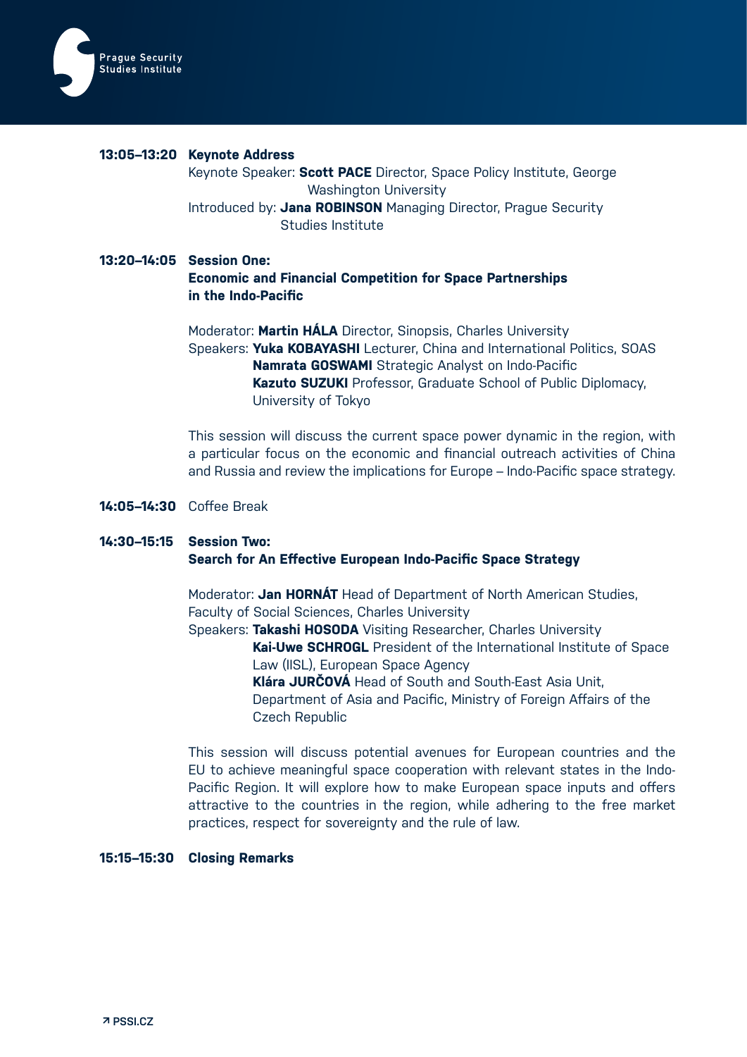**13:05–13:20 Keynote Address**

Keynote Speaker: **Scott PACE** Director, Space Policy Institute, George Washington University

Introduced by: **Jana ROBINSON** Managing Director, Prague Security Studies Institute

**13:20–14:05 Session One:**
**Economic and Financial Competition for Space Partnerships in the Indo-Pacific**

Moderator: **Martin HÁLA** Director, Sinopsis, Charles University

Speakers: **Yuka KOBAYASHI** Lecturer, China and International Politics, SOAS
**Namrata GOSWAMI** Strategic Analyst on Indo-Pacific
**Kazuto SUZUKI** Professor, Graduate School of Public Diplomacy, University of Tokyo

This session will discuss the current space power dynamic in the region, with a particular focus on the economic and financial outreach activities of China and Russia and review the implications for Europe – Indo-Pacific space strategy.

**14:05–14:30** Coffee Break

**14:30–15:15 Session Two:**
**Search for An Effective European Indo-Pacific Space Strategy**

Moderator: **Jan HORNÁT** Head of Department of North American Studies, Faculty of Social Sciences, Charles University

Speakers: **Takashi HOSODA** Visiting Researcher, Charles University
**Kai-Uwe SCHROGL** President of the International Institute of Space Law (IISL), European Space Agency
**Klára JURČOVÁ** Head of South and South-East Asia Unit, Department of Asia and Pacific, Ministry of Foreign Affairs of the Czech Republic

This session will discuss potential avenues for European countries and the EU to achieve meaningful space cooperation with relevant states in the Indo-Pacific Region. It will explore how to make European space inputs and offers attractive to the countries in the region, while adhering to the free market practices, respect for sovereignty and the rule of law.

**15:15–15:30 Closing Remarks**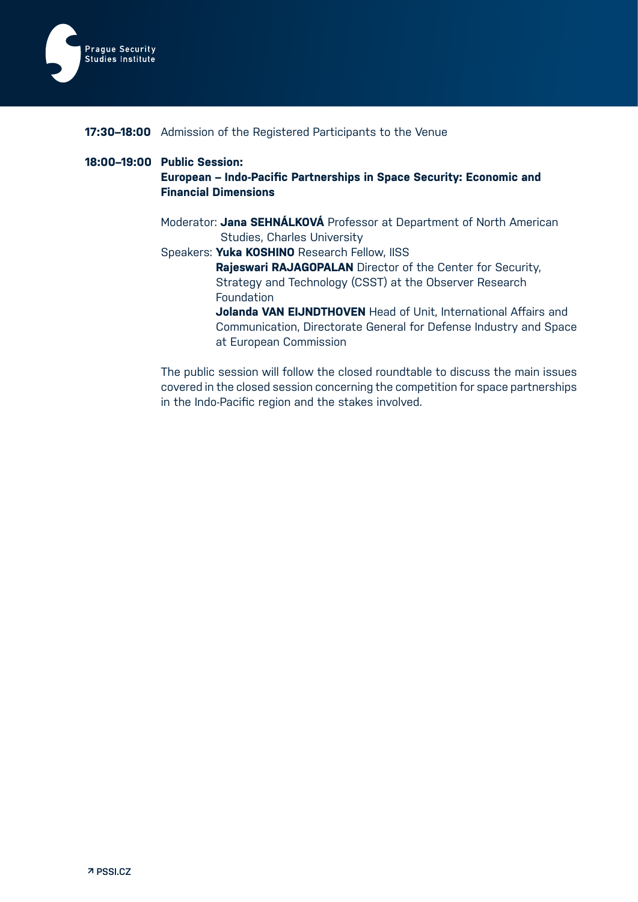**17:30–18:00** Admission of the Registered Participants to the Venue

**18:00–19:00** **Public Session:**
**European – Indo-Pacific Partnerships in Space Security: Economic and Financial Dimensions**

Moderator: **Jana SEHNÁLKOVÁ** Professor at Department of North American Studies, Charles University

Speakers: **Yuka KOSHINO** Research Fellow, IISS

**Rajeswari RAJAGOPALAN** Director of the Center for Security, Strategy and Technology (CSST) at the Observer Research Foundation

**Jolanda VAN EIJNDTHOVEN** Head of Unit, International Affairs and Communication, Directorate General for Defense Industry and Space at European Commission

The public session will follow the closed roundtable to discuss the main issues covered in the closed session concerning the competition for space partnerships in the Indo-Pacific region and the stakes involved.